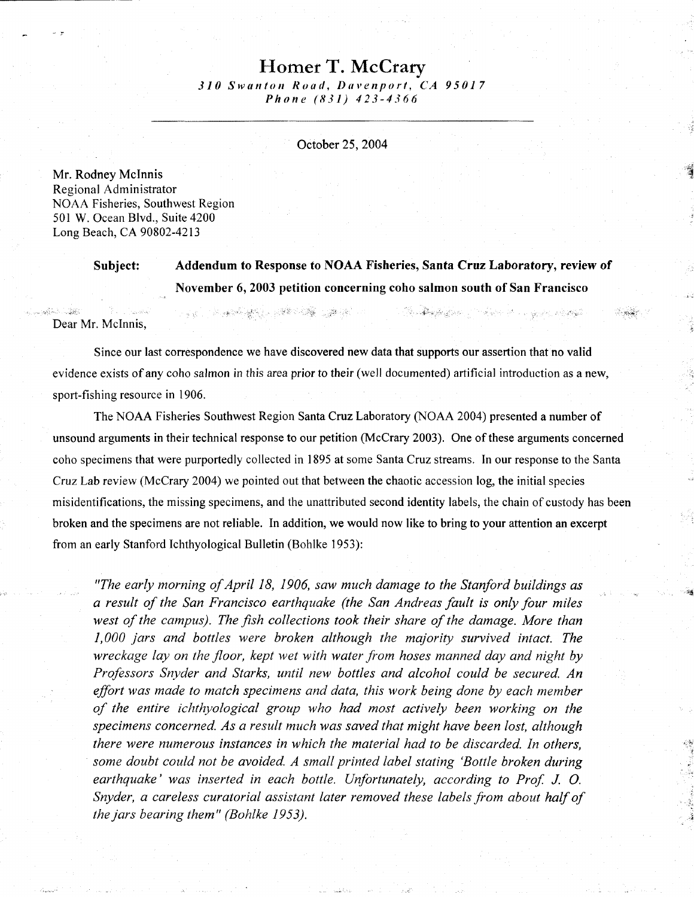# Homer T. McCrary

*310 Swanton Road, Davenport, CA 95017*
*Phone (831) 423-4366*

---

October 25, 2004

Mr. Rodney McInnis
Regional Administrator
NOAA Fisheries, Southwest Region
501 W. Ocean Blvd., Suite 4200
Long Beach, CA 90802-4213

**Subject: Addendum to Response to NOAA Fisheries, Santa Cruz Laboratory, review of November 6, 2003 petition concerning coho salmon south of San Francisco**

Dear Mr. McInnis,

Since our last correspondence we have discovered new data that supports our assertion that no valid evidence exists of any coho salmon in this area prior to their (well documented) artificial introduction as a new, sport-fishing resource in 1906.

The NOAA Fisheries Southwest Region Santa Cruz Laboratory (NOAA 2004) presented a number of unsound arguments in their technical response to our petition (McCrary 2003). One of these arguments concerned coho specimens that were purportedly collected in 1895 at some Santa Cruz streams. In our response to the Santa Cruz Lab review (McCrary 2004) we pointed out that between the chaotic accession log, the initial species misidentifications, the missing specimens, and the unattributed second identity labels, the chain of custody has been broken and the specimens are not reliable. In addition, we would now like to bring to your attention an excerpt from an early Stanford Ichthyological Bulletin (Bohlke 1953):

> *"The early morning of April 18, 1906, saw much damage to the Stanford buildings as a result of the San Francisco earthquake (the San Andreas fault is only four miles west of the campus). The fish collections took their share of the damage. More than 1,000 jars and bottles were broken although the majority survived intact. The wreckage lay on the floor, kept wet with water from hoses manned day and night by Professors Snyder and Starks, until new bottles and alcohol could be secured. An effort was made to match specimens and data, this work being done by each member of the entire ichthyological group who had most actively been working on the specimens concerned. As a result much was saved that might have been lost, although there were numerous instances in which the material had to be discarded. In others, some doubt could not be avoided. A small printed label stating 'Bottle broken during earthquake' was inserted in each bottle. Unfortunately, according to Prof. J. O. Snyder, a careless curatorial assistant later removed these labels from about half of the jars bearing them" (Bohlke 1953).*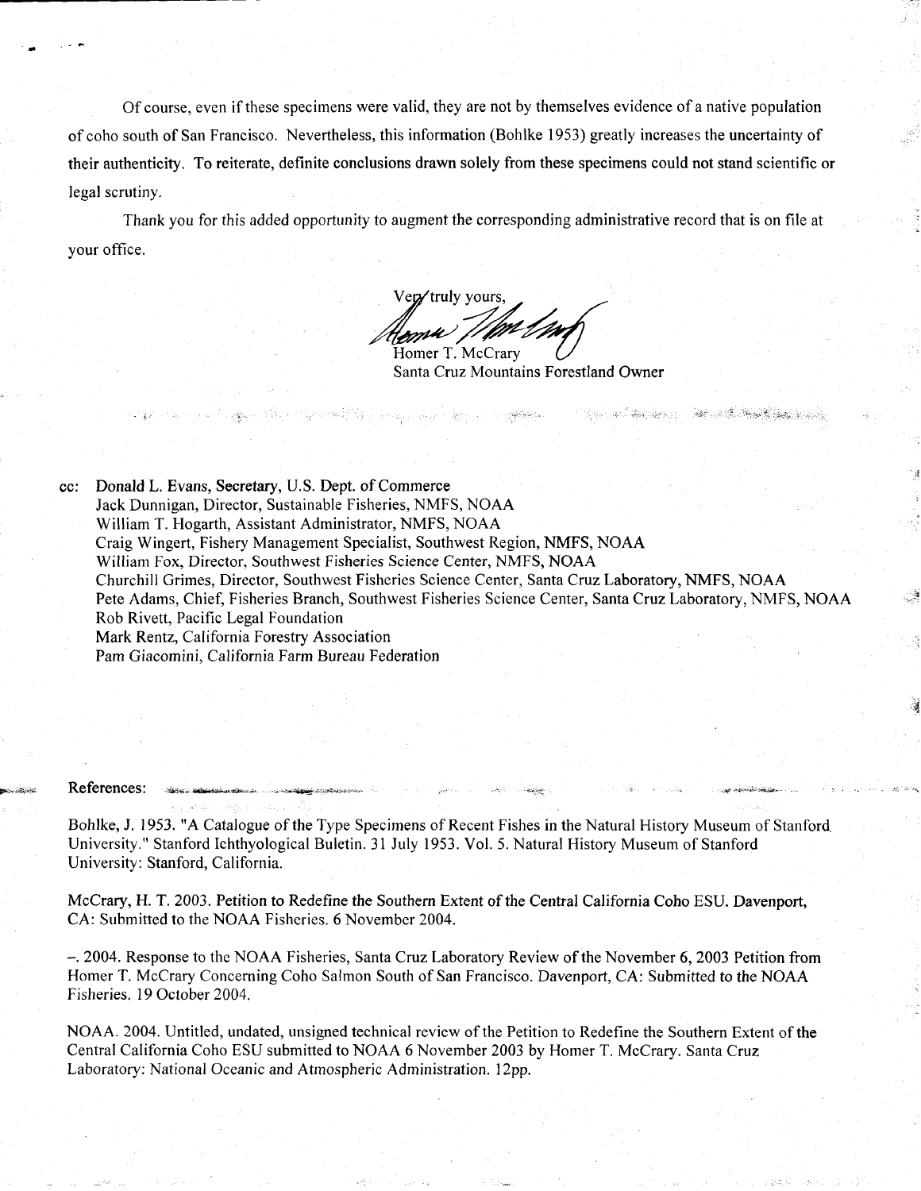Of course, even if these specimens were valid, they are not by themselves evidence of a native population of coho south of San Francisco. Nevertheless, this information (Bohlke 1953) greatly increases the uncertainty of their authenticity. To reiterate, definite conclusions drawn solely from these specimens could not stand scientific or legal scrutiny.

Thank you for this added opportunity to augment the corresponding administrative record that is on file at your office.

Very truly yours,

Homer T. McCrary
Santa Cruz Mountains Forestland Owner

cc: Donald L. Evans, Secretary, U.S. Dept. of Commerce
Jack Dunnigan, Director, Sustainable Fisheries, NMFS, NOAA
William T. Hogarth, Assistant Administrator, NMFS, NOAA
Craig Wingert, Fishery Management Specialist, Southwest Region, NMFS, NOAA
William Fox, Director, Southwest Fisheries Science Center, NMFS, NOAA
Churchill Grimes, Director, Southwest Fisheries Science Center, Santa Cruz Laboratory, NMFS, NOAA
Pete Adams, Chief, Fisheries Branch, Southwest Fisheries Science Center, Santa Cruz Laboratory, NMFS, NOAA
Rob Rivett, Pacific Legal Foundation
Mark Rentz, California Forestry Association
Pam Giacomini, California Farm Bureau Federation

## References:

Bohlke, J. 1953. "A Catalogue of the Type Specimens of Recent Fishes in the Natural History Museum of Stanford University." Stanford Ichthyological Buletin. 31 July 1953. Vol. 5. Natural History Museum of Stanford University: Stanford, California.

McCrary, H. T. 2003. Petition to Redefine the Southern Extent of the Central California Coho ESU. Davenport, CA: Submitted to the NOAA Fisheries. 6 November 2004.

–. 2004. Response to the NOAA Fisheries, Santa Cruz Laboratory Review of the November 6, 2003 Petition from Homer T. McCrary Concerning Coho Salmon South of San Francisco. Davenport, CA: Submitted to the NOAA Fisheries. 19 October 2004.

NOAA. 2004. Untitled, undated, unsigned technical review of the Petition to Redefine the Southern Extent of the Central California Coho ESU submitted to NOAA 6 November 2003 by Homer T. McCrary. Santa Cruz Laboratory: National Oceanic and Atmospheric Administration. 12pp.